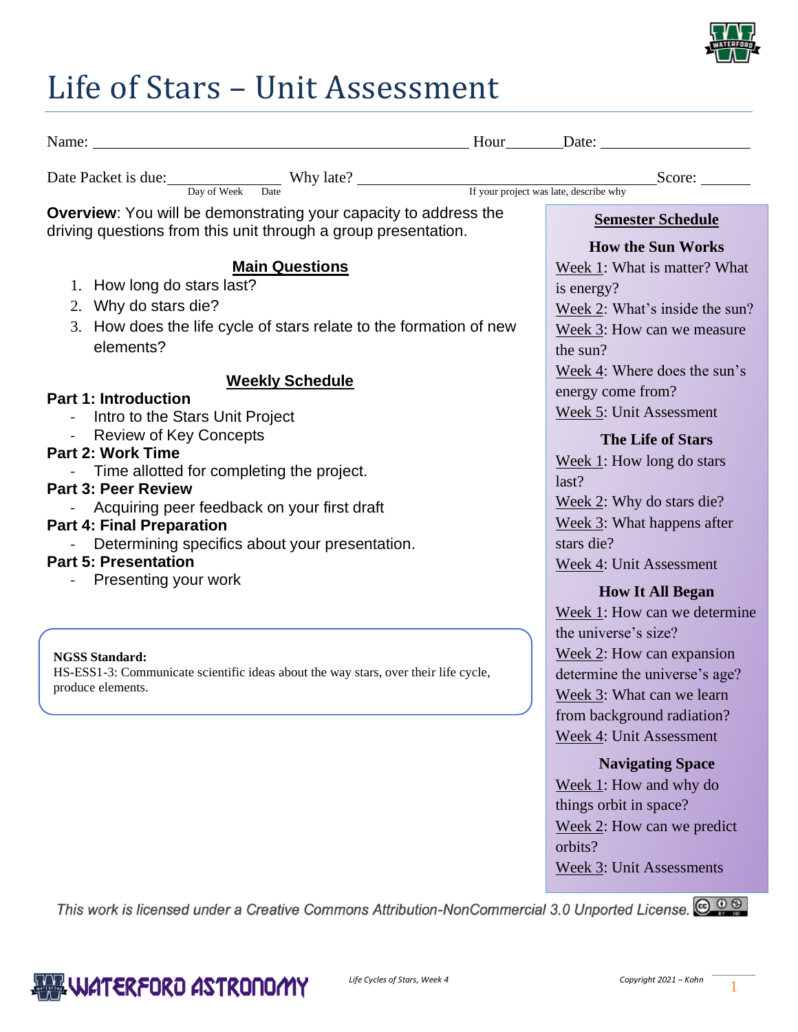# Life of Stars – Unit Assessment

Name: ______________________________ Hour________ Date: ____________________

Date Packet is due: ____________ (Day of Week / Date) Why late? ______________________ (If your project was late, describe why) Score: ________

**Overview**: You will be demonstrating your capacity to address the driving questions from this unit through a group presentation.

## Main Questions

1. How long do stars last?
2. Why do stars die?
3. How does the life cycle of stars relate to the formation of new elements?

## Weekly Schedule

**Part 1: Introduction**
- Intro to the Stars Unit Project
- Review of Key Concepts

**Part 2: Work Time**
- Time allotted for completing the project.

**Part 3: Peer Review**
- Acquiring peer feedback on your first draft

**Part 4: Final Preparation**
- Determining specifics about your presentation.

**Part 5: Presentation**
- Presenting your work

**NGSS Standard:**
HS-ESS1-3: Communicate scientific ideas about the way stars, over their life cycle, produce elements.

## Semester Schedule

**How the Sun Works**

Week 1: What is matter? What is energy?
Week 2: What's inside the sun?
Week 3: How can we measure the sun?
Week 4: Where does the sun's energy come from?
Week 5: Unit Assessment

**The Life of Stars**

Week 1: How long do stars last?
Week 2: Why do stars die?
Week 3: What happens after stars die?
Week 4: Unit Assessment

**How It All Began**

Week 1: How can we determine the universe's size?
Week 2: How can expansion determine the universe's age?
Week 3: What can we learn from background radiation?
Week 4: Unit Assessment

**Navigating Space**

Week 1: How and why do things orbit in space?
Week 2: How can we predict orbits?
Week 3: Unit Assessments

*This work is licensed under a Creative Commons Attribution-NonCommercial 3.0 Unported License.*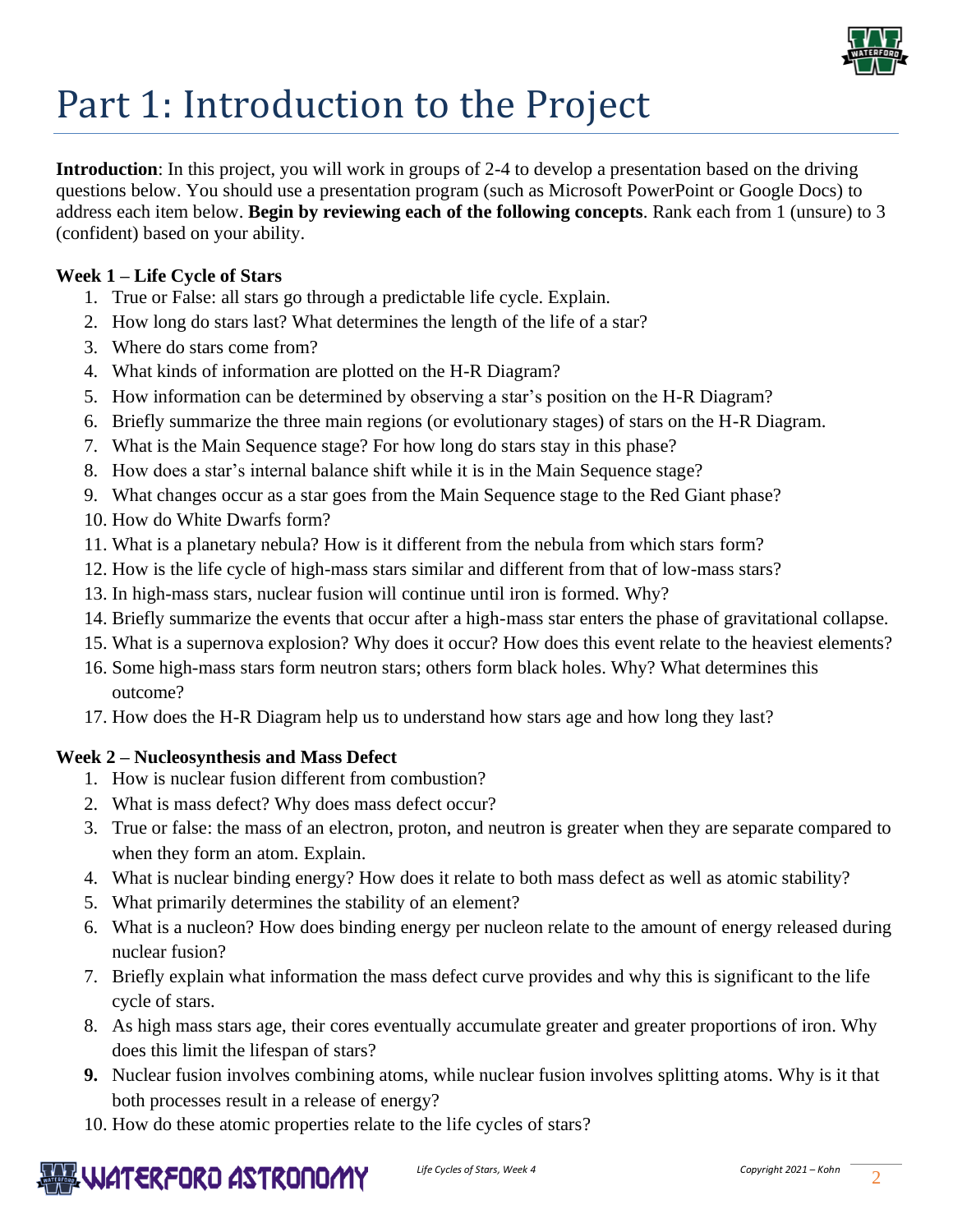# Part 1: Introduction to the Project

**Introduction**: In this project, you will work in groups of 2-4 to develop a presentation based on the driving questions below. You should use a presentation program (such as Microsoft PowerPoint or Google Docs) to address each item below. **Begin by reviewing each of the following concepts**. Rank each from 1 (unsure) to 3 (confident) based on your ability.

**Week 1 – Life Cycle of Stars**

1. True or False: all stars go through a predictable life cycle. Explain.
2. How long do stars last? What determines the length of the life of a star?
3. Where do stars come from?
4. What kinds of information are plotted on the H-R Diagram?
5. How information can be determined by observing a star's position on the H-R Diagram?
6. Briefly summarize the three main regions (or evolutionary stages) of stars on the H-R Diagram.
7. What is the Main Sequence stage? For how long do stars stay in this phase?
8. How does a star's internal balance shift while it is in the Main Sequence stage?
9. What changes occur as a star goes from the Main Sequence stage to the Red Giant phase?
10. How do White Dwarfs form?
11. What is a planetary nebula? How is it different from the nebula from which stars form?
12. How is the life cycle of high-mass stars similar and different from that of low-mass stars?
13. In high-mass stars, nuclear fusion will continue until iron is formed. Why?
14. Briefly summarize the events that occur after a high-mass star enters the phase of gravitational collapse.
15. What is a supernova explosion? Why does it occur? How does this event relate to the heaviest elements?
16. Some high-mass stars form neutron stars; others form black holes. Why? What determines this outcome?
17. How does the H-R Diagram help us to understand how stars age and how long they last?

**Week 2 – Nucleosynthesis and Mass Defect**

1. How is nuclear fusion different from combustion?
2. What is mass defect? Why does mass defect occur?
3. True or false: the mass of an electron, proton, and neutron is greater when they are separate compared to when they form an atom. Explain.
4. What is nuclear binding energy? How does it relate to both mass defect as well as atomic stability?
5. What primarily determines the stability of an element?
6. What is a nucleon? How does binding energy per nucleon relate to the amount of energy released during nuclear fusion?
7. Briefly explain what information the mass defect curve provides and why this is significant to the life cycle of stars.
8. As high mass stars age, their cores eventually accumulate greater and greater proportions of iron. Why does this limit the lifespan of stars?
9. Nuclear fusion involves combining atoms, while nuclear fusion involves splitting atoms. Why is it that both processes result in a release of energy?
10. How do these atomic properties relate to the life cycles of stars?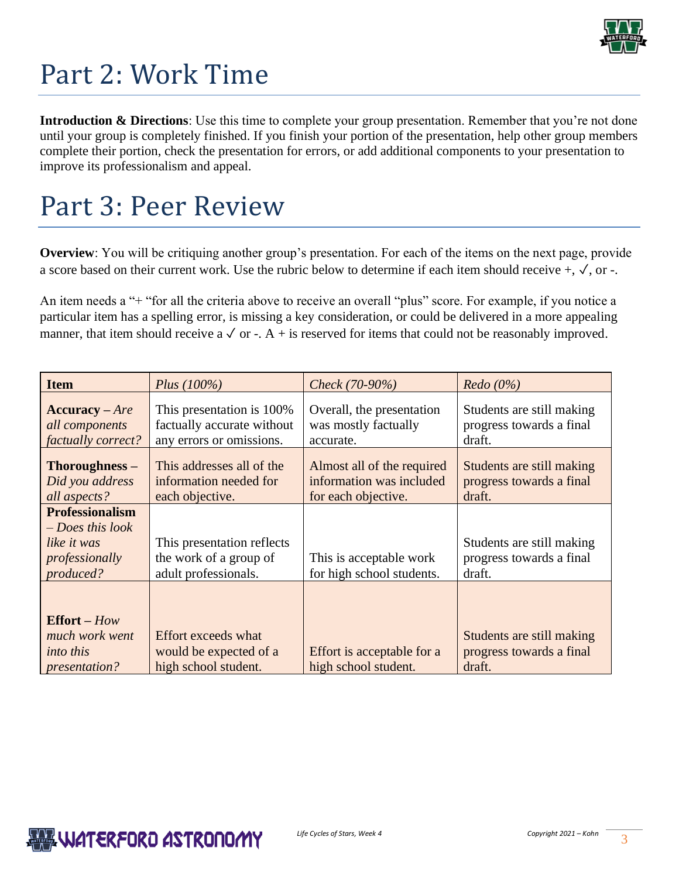# Part 2: Work Time

**Introduction & Directions**: Use this time to complete your group presentation. Remember that you're not done until your group is completely finished. If you finish your portion of the presentation, help other group members complete their portion, check the presentation for errors, or add additional components to your presentation to improve its professionalism and appeal.

# Part 3: Peer Review

**Overview**: You will be critiquing another group's presentation. For each of the items on the next page, provide a score based on their current work. Use the rubric below to determine if each item should receive +, ✓, or -.

An item needs a "+ "for all the criteria above to receive an overall "plus" score. For example, if you notice a particular item has a spelling error, is missing a key consideration, or could be delivered in a more appealing manner, that item should receive a ✓ or -. A + is reserved for items that could not be reasonably improved.

| **Item** | *Plus (100%)* | *Check (70-90%)* | *Redo (0%)* |
|---|---|---|---|
| **Accuracy** – *Are all components factually correct?* | This presentation is 100% factually accurate without any errors or omissions. | Overall, the presentation was mostly factually accurate. | Students are still making progress towards a final draft. |
| **Thoroughness** – *Did you address all aspects?* | This addresses all of the information needed for each objective. | Almost all of the required information was included for each objective. | Students are still making progress towards a final draft. |
| **Professionalism** – *Does this look like it was professionally produced?* | This presentation reflects the work of a group of adult professionals. | This is acceptable work for high school students. | Students are still making progress towards a final draft. |
| **Effort** – *How much work went into this presentation?* | Effort exceeds what would be expected of a high school student. | Effort is acceptable for a high school student. | Students are still making progress towards a final draft. |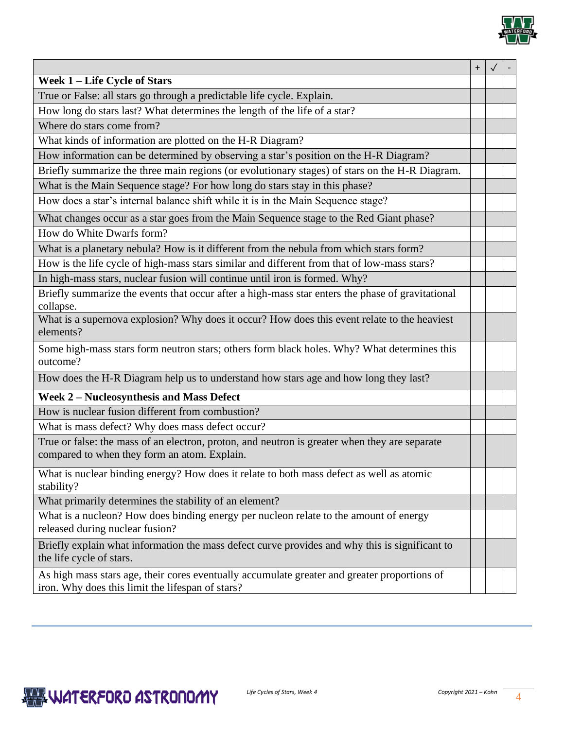| | + | ✓ | - |
|---|---|---|---|
| **Week 1 – Life Cycle of Stars** | | | |
| True or False: all stars go through a predictable life cycle. Explain. | | | |
| How long do stars last? What determines the length of the life of a star? | | | |
| Where do stars come from? | | | |
| What kinds of information are plotted on the H-R Diagram? | | | |
| How information can be determined by observing a star's position on the H-R Diagram? | | | |
| Briefly summarize the three main regions (or evolutionary stages) of stars on the H-R Diagram. | | | |
| What is the Main Sequence stage? For how long do stars stay in this phase? | | | |
| How does a star's internal balance shift while it is in the Main Sequence stage? | | | |
| What changes occur as a star goes from the Main Sequence stage to the Red Giant phase? | | | |
| How do White Dwarfs form? | | | |
| What is a planetary nebula? How is it different from the nebula from which stars form? | | | |
| How is the life cycle of high-mass stars similar and different from that of low-mass stars? | | | |
| In high-mass stars, nuclear fusion will continue until iron is formed. Why? | | | |
| Briefly summarize the events that occur after a high-mass star enters the phase of gravitational collapse. | | | |
| What is a supernova explosion? Why does it occur? How does this event relate to the heaviest elements? | | | |
| Some high-mass stars form neutron stars; others form black holes. Why? What determines this outcome? | | | |
| How does the H-R Diagram help us to understand how stars age and how long they last? | | | |
| **Week 2 – Nucleosynthesis and Mass Defect** | | | |
| How is nuclear fusion different from combustion? | | | |
| What is mass defect? Why does mass defect occur? | | | |
| True or false: the mass of an electron, proton, and neutron is greater when they are separate compared to when they form an atom. Explain. | | | |
| What is nuclear binding energy? How does it relate to both mass defect as well as atomic stability? | | | |
| What primarily determines the stability of an element? | | | |
| What is a nucleon? How does binding energy per nucleon relate to the amount of energy released during nuclear fusion? | | | |
| Briefly explain what information the mass defect curve provides and why this is significant to the life cycle of stars. | | | |
| As high mass stars age, their cores eventually accumulate greater and greater proportions of iron. Why does this limit the lifespan of stars? | | | |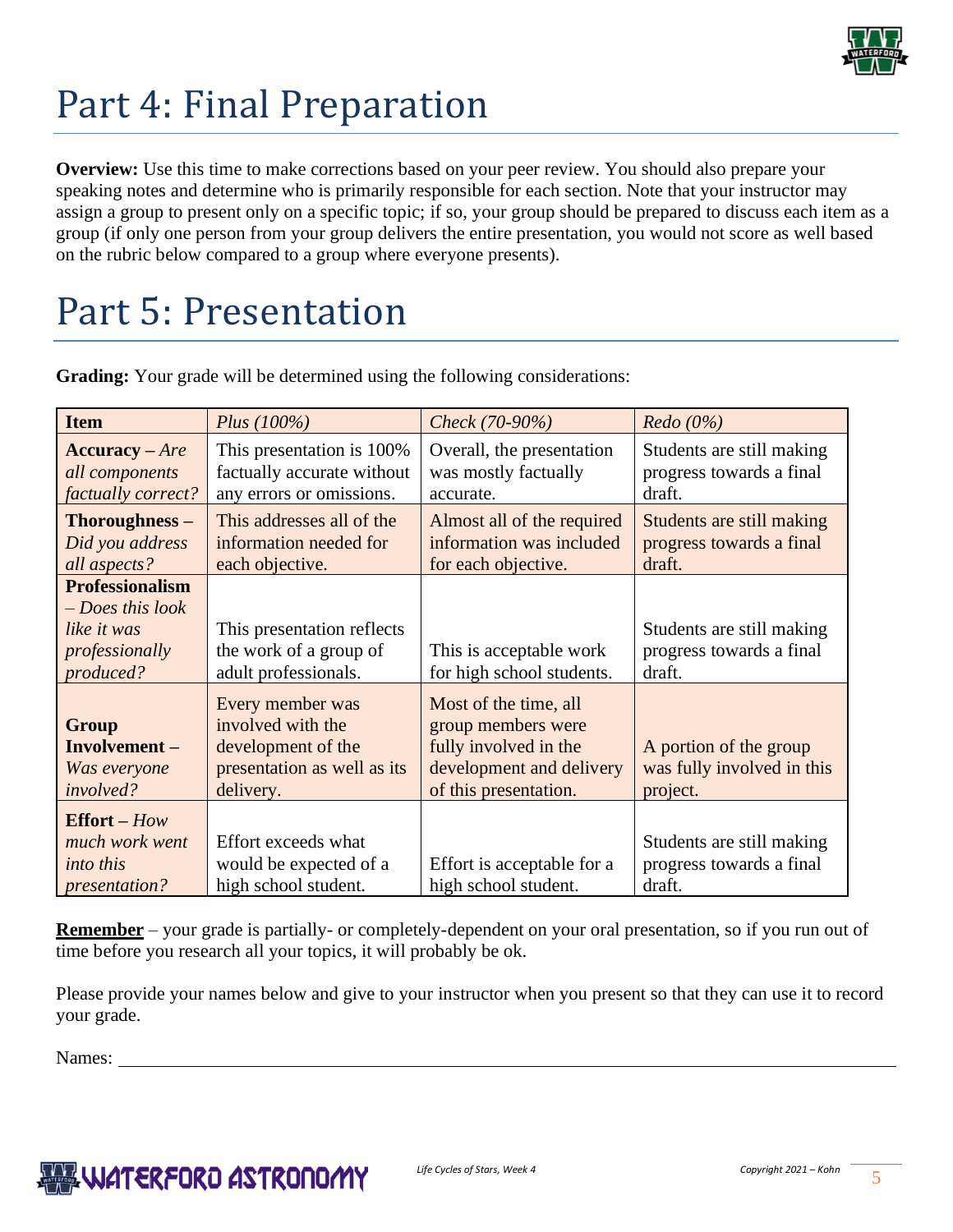# Part 4: Final Preparation

**Overview:** Use this time to make corrections based on your peer review. You should also prepare your speaking notes and determine who is primarily responsible for each section. Note that your instructor may assign a group to present only on a specific topic; if so, your group should be prepared to discuss each item as a group (if only one person from your group delivers the entire presentation, you would not score as well based on the rubric below compared to a group where everyone presents).

# Part 5: Presentation

**Grading:** Your grade will be determined using the following considerations:

| **Item** | *Plus (100%)* | *Check (70-90%)* | *Redo (0%)* |
|---|---|---|---|
| **Accuracy** – *Are all components factually correct?* | This presentation is 100% factually accurate without any errors or omissions. | Overall, the presentation was mostly factually accurate. | Students are still making progress towards a final draft. |
| **Thoroughness** – *Did you address all aspects?* | This addresses all of the information needed for each objective. | Almost all of the required information was included for each objective. | Students are still making progress towards a final draft. |
| **Professionalism** – *Does this look like it was professionally produced?* | This presentation reflects the work of a group of adult professionals. | This is acceptable work for high school students. | Students are still making progress towards a final draft. |
| **Group Involvement** – *Was everyone involved?* | Every member was involved with the development of the presentation as well as its delivery. | Most of the time, all group members were fully involved in the development and delivery of this presentation. | A portion of the group was fully involved in this project. |
| **Effort** – *How much work went into this presentation?* | Effort exceeds what would be expected of a high school student. | Effort is acceptable for a high school student. | Students are still making progress towards a final draft. |

**Remember** – your grade is partially- or completely-dependent on your oral presentation, so if you run out of time before you research all your topics, it will probably be ok.

Please provide your names below and give to your instructor when you present so that they can use it to record your grade.

Names: ____________________________________________________________